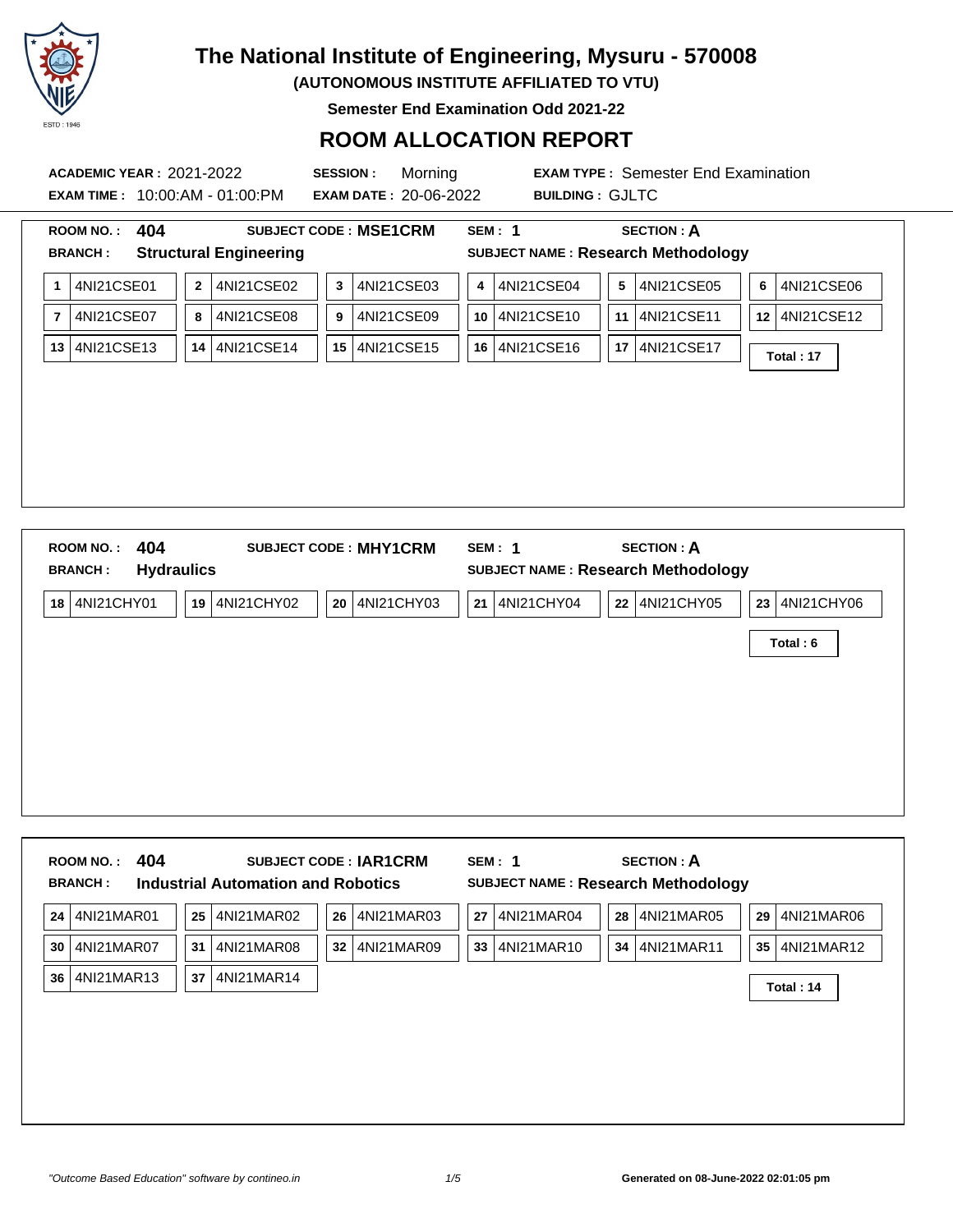# The National Institute of Engineering, Mysuru - 570008

**(AUTONOMOUS INSTITUTE AFFILIATED TO VTU)**

**Semester End Examination Odd 2021-22**

## ROOM ALLOCATION REPORT

**ACADEMIC YEAR :** 2021-2022 **SESSION :** Morning **EXAM TYPE :** Semester End Examination

**EXAM TIME :** 10:00:AM - 01:00:PM **EXAM DATE :** 20-06-2022 **BUILDING :** GJLTC

---

**ROOM NO. :** 404 **SUBJECT CODE : MSE1CRM** **SEM : 1** **SECTION : A**

**BRANCH : Structural Engineering** **SUBJECT NAME : Research Methodology**

| | | | | | |
|---|---|---|---|---|---|
| 1 4NI21CSE01 | 2 4NI21CSE02 | 3 4NI21CSE03 | 4 4NI21CSE04 | 5 4NI21CSE05 | 6 4NI21CSE06 |
| 7 4NI21CSE07 | 8 4NI21CSE08 | 9 4NI21CSE09 | 10 4NI21CSE10 | 11 4NI21CSE11 | 12 4NI21CSE12 |
| 13 4NI21CSE13 | 14 4NI21CSE14 | 15 4NI21CSE15 | 16 4NI21CSE16 | 17 4NI21CSE17 | **Total : 17** |

---

**ROOM NO. :** 404 **SUBJECT CODE : MHY1CRM** **SEM : 1** **SECTION : A**

**BRANCH : Hydraulics** **SUBJECT NAME : Research Methodology**

| | | | | | |
|---|---|---|---|---|---|
| 18 4NI21CHY01 | 19 4NI21CHY02 | 20 4NI21CHY03 | 21 4NI21CHY04 | 22 4NI21CHY05 | 23 4NI21CHY06 |
| | | | | | **Total : 6** |

---

**ROOM NO. :** 404 **SUBJECT CODE : IAR1CRM** **SEM : 1** **SECTION : A**

**BRANCH : Industrial Automation and Robotics** **SUBJECT NAME : Research Methodology**

| | | | | | |
|---|---|---|---|---|---|
| 24 4NI21MAR01 | 25 4NI21MAR02 | 26 4NI21MAR03 | 27 4NI21MAR04 | 28 4NI21MAR05 | 29 4NI21MAR06 |
| 30 4NI21MAR07 | 31 4NI21MAR08 | 32 4NI21MAR09 | 33 4NI21MAR10 | 34 4NI21MAR11 | 35 4NI21MAR12 |
| 36 4NI21MAR13 | 37 4NI21MAR14 | | | | **Total : 14** |

*"Outcome Based Education" software by contineo.in*

**Generated on 08-June-2022 02:01:05 pm**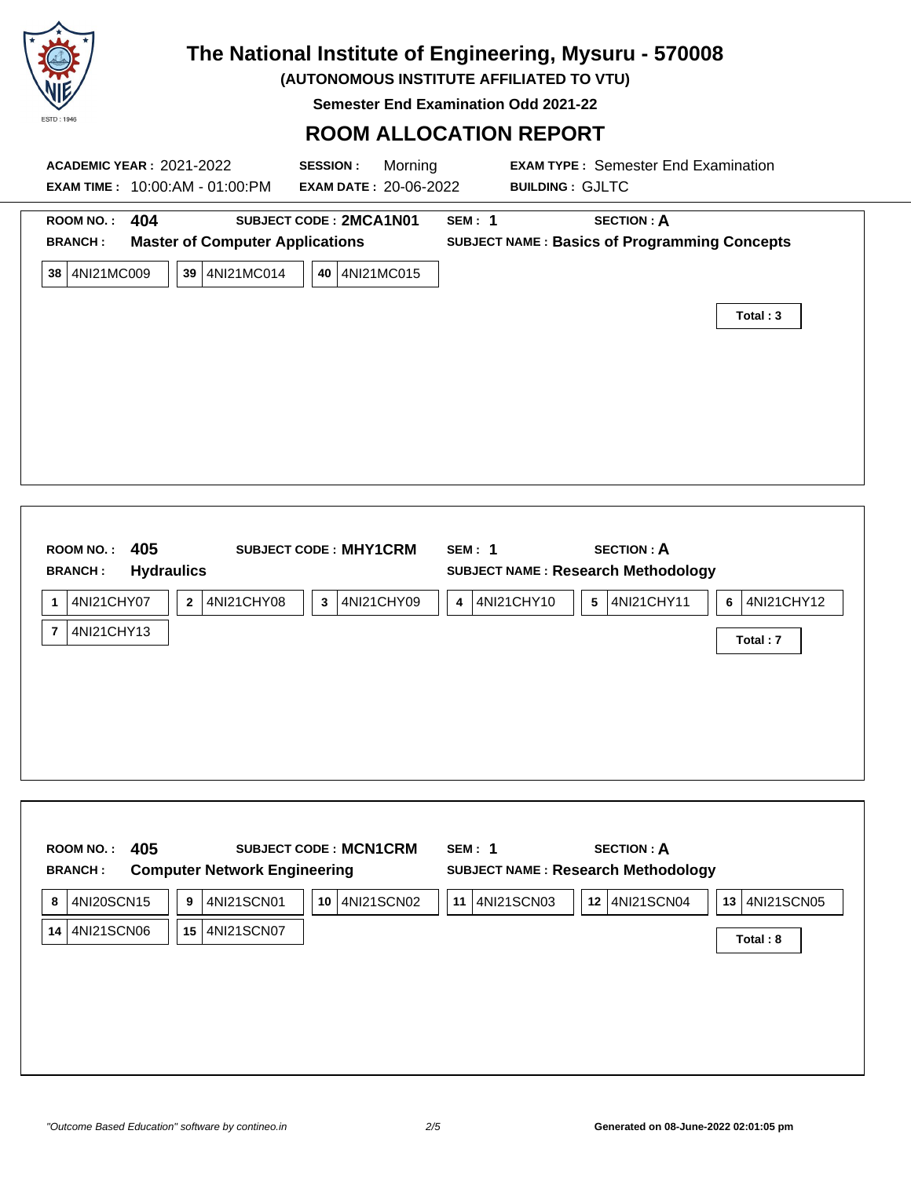# The National Institute of Engineering, Mysuru - 570008

**(AUTONOMOUS INSTITUTE AFFILIATED TO VTU)**

**Semester End Examination Odd 2021-22**

## ROOM ALLOCATION REPORT

**ACADEMIC YEAR :** 2021-2022 **SESSION :** Morning **EXAM TYPE :** Semester End Examination

**EXAM TIME :** 10:00:AM - 01:00:PM **EXAM DATE :** 20-06-2022 **BUILDING :** GJLTC

---

**ROOM NO. :** 404 **SUBJECT CODE :** 2MCA1N01 **SEM :** 1 **SECTION :** A

**BRANCH :** Master of Computer Applications **SUBJECT NAME :** Basics of Programming Concepts

| 38 | 4NI21MC009 | 39 | 4NI21MC014 | 40 | 4NI21MC015 |
|---|---|---|---|---|---|

**Total : 3**

---

**ROOM NO. :** 405 **SUBJECT CODE :** MHY1CRM **SEM :** 1 **SECTION :** A

**BRANCH :** Hydraulics **SUBJECT NAME :** Research Methodology

| 1 | 4NI21CHY07 | 2 | 4NI21CHY08 | 3 | 4NI21CHY09 | 4 | 4NI21CHY10 | 5 | 4NI21CHY11 | 6 | 4NI21CHY12 |
|---|---|---|---|---|---|---|---|---|---|---|---|
| 7 | 4NI21CHY13 | | | | | | | | | | |

**Total : 7**

---

**ROOM NO. :** 405 **SUBJECT CODE :** MCN1CRM **SEM :** 1 **SECTION :** A

**BRANCH :** Computer Network Engineering **SUBJECT NAME :** Research Methodology

| 8 | 4NI20SCN15 | 9 | 4NI21SCN01 | 10 | 4NI21SCN02 | 11 | 4NI21SCN03 | 12 | 4NI21SCN04 | 13 | 4NI21SCN05 |
|---|---|---|---|---|---|---|---|---|---|---|---|
| 14 | 4NI21SCN06 | 15 | 4NI21SCN07 | | | | | | | | |

**Total : 8**

---

*"Outcome Based Education" software by contineo.in*

**Generated on 08-June-2022 02:01:05 pm**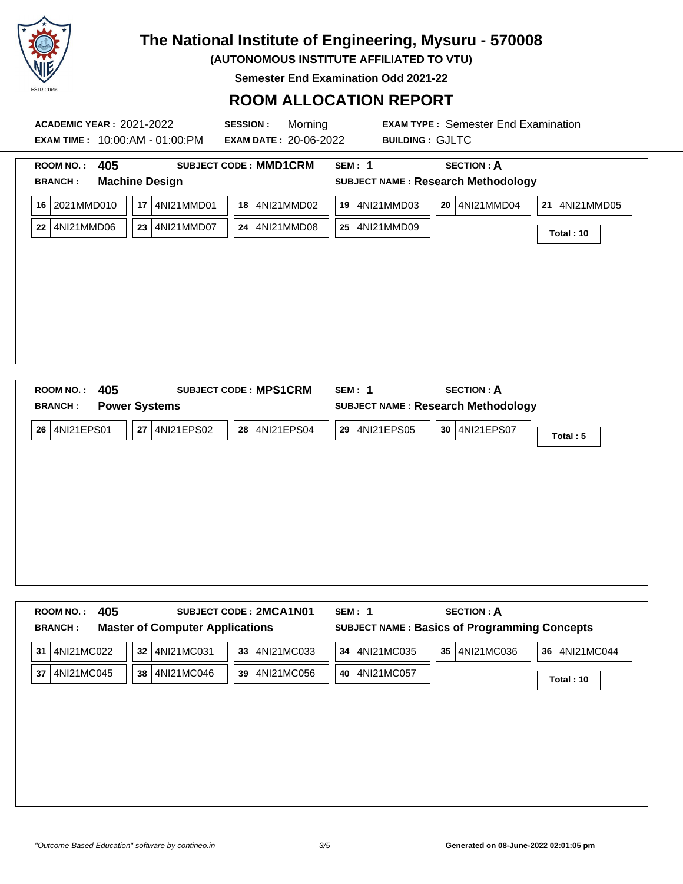# The National Institute of Engineering, Mysuru - 570008

**(AUTONOMOUS INSTITUTE AFFILIATED TO VTU)**

**Semester End Examination Odd 2021-22**

## ROOM ALLOCATION REPORT

**ACADEMIC YEAR :** 2021-2022 **SESSION :** Morning **EXAM TYPE :** Semester End Examination

**EXAM TIME :** 10:00:AM - 01:00:PM **EXAM DATE :** 20-06-2022 **BUILDING :** GJLTC

---

**ROOM NO. :** 405 **SUBJECT CODE :** MMD1CRM **SEM :** 1 **SECTION :** A

**BRANCH :** Machine Design **SUBJECT NAME :** Research Methodology

| | | | | | |
|---|---|---|---|---|---|
| 16 2021MMD010 | 17 4NI21MMD01 | 18 4NI21MMD02 | 19 4NI21MMD03 | 20 4NI21MMD04 | 21 4NI21MMD05 |
| 22 4NI21MMD06 | 23 4NI21MMD07 | 24 4NI21MMD08 | 25 4NI21MMD09 | | **Total : 10** |

---

**ROOM NO. :** 405 **SUBJECT CODE :** MPS1CRM **SEM :** 1 **SECTION :** A

**BRANCH :** Power Systems **SUBJECT NAME :** Research Methodology

| | | | | | |
|---|---|---|---|---|---|
| 26 4NI21EPS01 | 27 4NI21EPS02 | 28 4NI21EPS04 | 29 4NI21EPS05 | 30 4NI21EPS07 | **Total : 5** |

---

**ROOM NO. :** 405 **SUBJECT CODE :** 2MCA1N01 **SEM :** 1 **SECTION :** A

**BRANCH :** Master of Computer Applications **SUBJECT NAME :** Basics of Programming Concepts

| | | | | | |
|---|---|---|---|---|---|
| 31 4NI21MC022 | 32 4NI21MC031 | 33 4NI21MC033 | 34 4NI21MC035 | 35 4NI21MC036 | 36 4NI21MC044 |
| 37 4NI21MC045 | 38 4NI21MC046 | 39 4NI21MC056 | 40 4NI21MC057 | | **Total : 10** |

*"Outcome Based Education" software by contineo.in* **Generated on 08-June-2022 02:01:05 pm**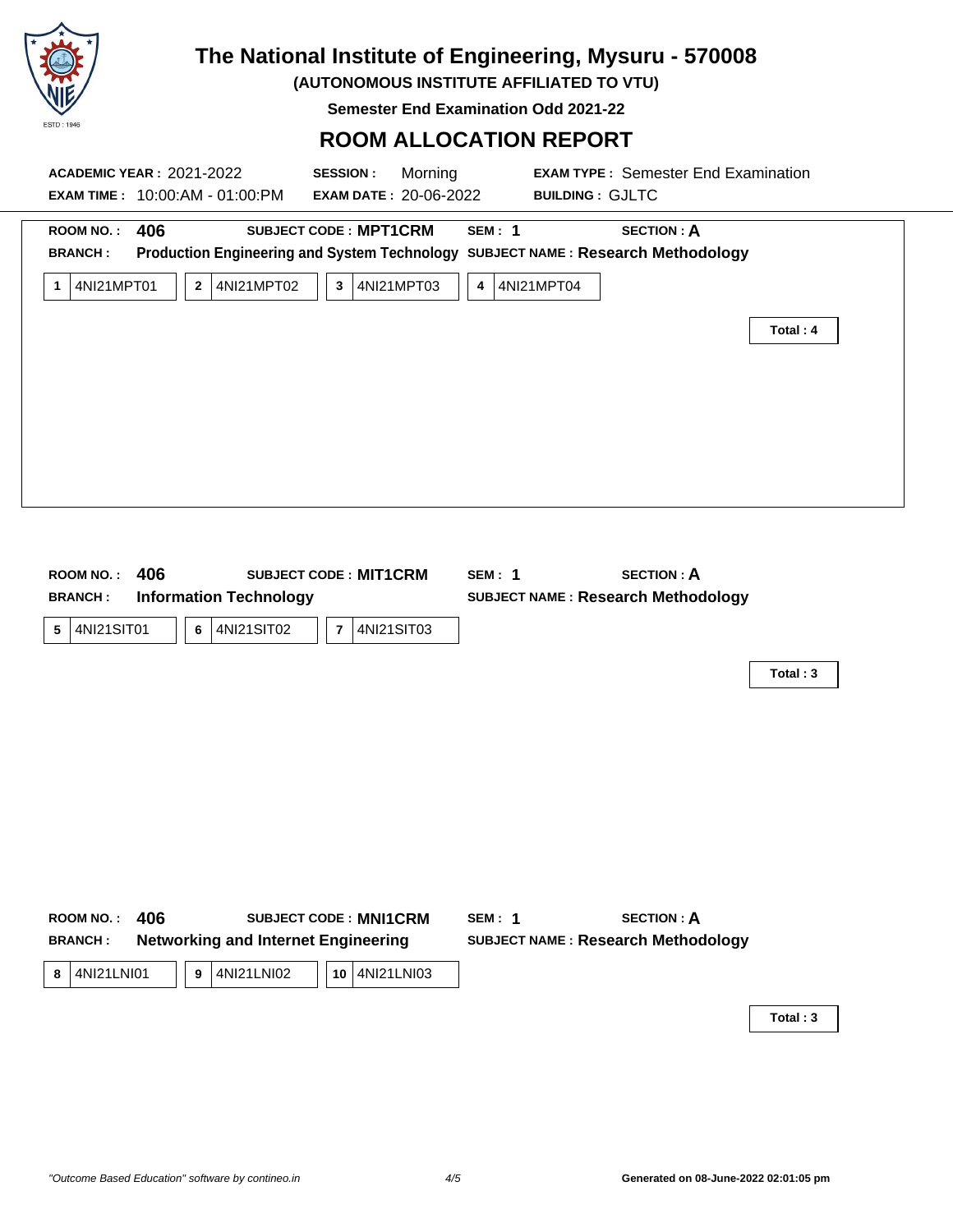# The National Institute of Engineering, Mysuru - 570008

**(AUTONOMOUS INSTITUTE AFFILIATED TO VTU)**

**Semester End Examination Odd 2021-22**

## ROOM ALLOCATION REPORT

**ACADEMIC YEAR :** 2021-2022 **SESSION :** Morning **EXAM TYPE :** Semester End Examination
**EXAM TIME :** 10:00:AM - 01:00:PM **EXAM DATE :** 20-06-2022 **BUILDING :** GJLTC

**ROOM NO. :** 406 **SUBJECT CODE :** MPT1CRM **SEM :** 1 **SECTION :** A
**BRANCH :** Production Engineering and System Technology **SUBJECT NAME :** Research Methodology

| | | | | | | | |
|---|---|---|---|---|---|---|---|
| 1 | 4NI21MPT01 | 2 | 4NI21MPT02 | 3 | 4NI21MPT03 | 4 | 4NI21MPT04 |

**Total : 4**

**ROOM NO. :** 406 **SUBJECT CODE :** MIT1CRM **SEM :** 1 **SECTION :** A
**BRANCH :** Information Technology **SUBJECT NAME :** Research Methodology

| | | | | | |
|---|---|---|---|---|---|
| 5 | 4NI21SIT01 | 6 | 4NI21SIT02 | 7 | 4NI21SIT03 |

**Total : 3**

**ROOM NO. :** 406 **SUBJECT CODE :** MNI1CRM **SEM :** 1 **SECTION :** A
**BRANCH :** Networking and Internet Engineering **SUBJECT NAME :** Research Methodology

| | | | | | |
|---|---|---|---|---|---|
| 8 | 4NI21LNI01 | 9 | 4NI21LNI02 | 10 | 4NI21LNI03 |

**Total : 3**

*"Outcome Based Education" software by contineo.in* **Generated on 08-June-2022 02:01:05 pm**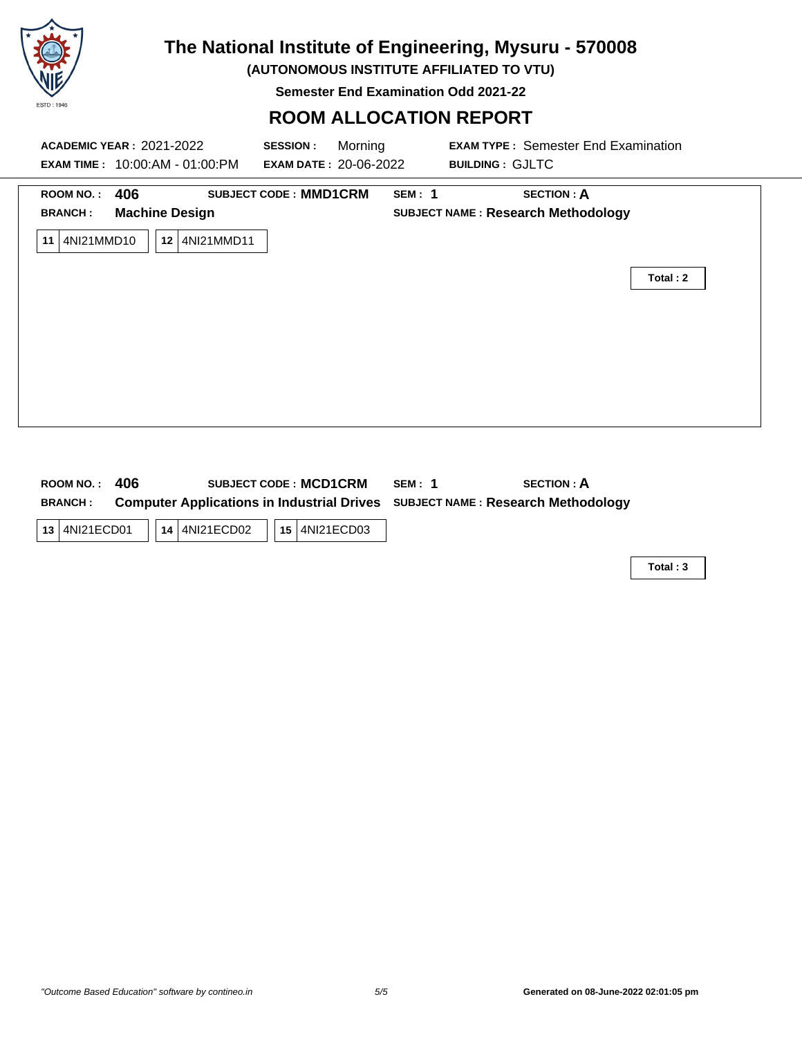# The National Institute of Engineering, Mysuru - 570008

**(AUTONOMOUS INSTITUTE AFFILIATED TO VTU)**

**Semester End Examination Odd 2021-22**

## ROOM ALLOCATION REPORT

**ACADEMIC YEAR :** 2021-2022 **SESSION :** Morning **EXAM TYPE :** Semester End Examination

**EXAM TIME :** 10:00:AM - 01:00:PM **EXAM DATE :** 20-06-2022 **BUILDING :** GJLTC

---

**ROOM NO. :** **406** **SUBJECT CODE :** **MMD1CRM** **SEM :** **1** **SECTION :** **A**

**BRANCH :** **Machine Design** **SUBJECT NAME :** **Research Methodology**

| | | | |
|---|---|---|---|
| 11 | 4NI21MMD10 | 12 | 4NI21MMD11 |

**Total : 2**

---

**ROOM NO. :** **406** **SUBJECT CODE :** **MCD1CRM** **SEM :** **1** **SECTION :** **A**

**BRANCH :** **Computer Applications in Industrial Drives** **SUBJECT NAME :** **Research Methodology**

| | | | | | |
|---|---|---|---|---|---|
| 13 | 4NI21ECD01 | 14 | 4NI21ECD02 | 15 | 4NI21ECD03 |

**Total : 3**

*"Outcome Based Education" software by contineo.in* **Generated on 08-June-2022 02:01:05 pm**